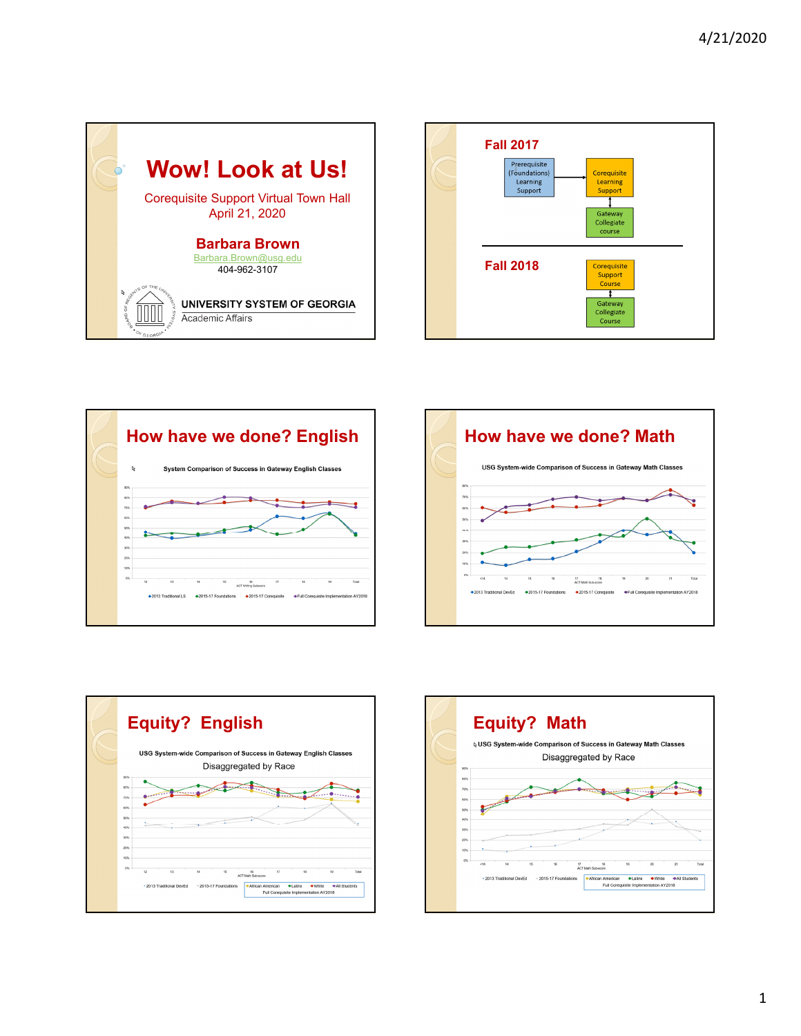## Wow! Look at Us!

Corequisite Support Virtual Town Hall
April 21, 2020

**Barbara Brown**
Barbara.Brown@usg.edu
404-962-3107

UNIVERSITY SYSTEM OF GEORGIA
Academic Affairs

## Fall 2017

Prerequisite (Foundations) Learning Support → Corequisite Learning Support ↔ Gateway Collegiate course

## Fall 2018

Corequisite Support Course ↔ Gateway Collegiate Course

## How have we done? English

System Comparison of Success in Gateway English Classes

Legend: 2013 Traditional LS; 2015-17 Foundations; 2015-17 Corequisite; Full Corequisite Implementation AY2018

## How have we done? Math

USG System-wide Comparison of Success in Gateway Math Classes

Legend: 2013 Traditional DevEd; 2015-17 Foundations; 2015-17 Corequisite; Full Corequisite Implementation AY2018

## Equity? English

USG System-wide Comparison of Success in Gateway English Classes
Disaggregated by Race

Legend: 2013 Traditional DevEd; 2015-17 Foundations; African American; Latinx; White; All Students (Full Corequisite Implementation AY2018)

## Equity? Math

USG System-wide Comparison of Success in Gateway Math Classes
Disaggregated by Race

Legend: 2013 Traditional DevEd; 2015-17 Foundations; African American; Latinx; White; All Students (Full Corequisite Implementation AY2018)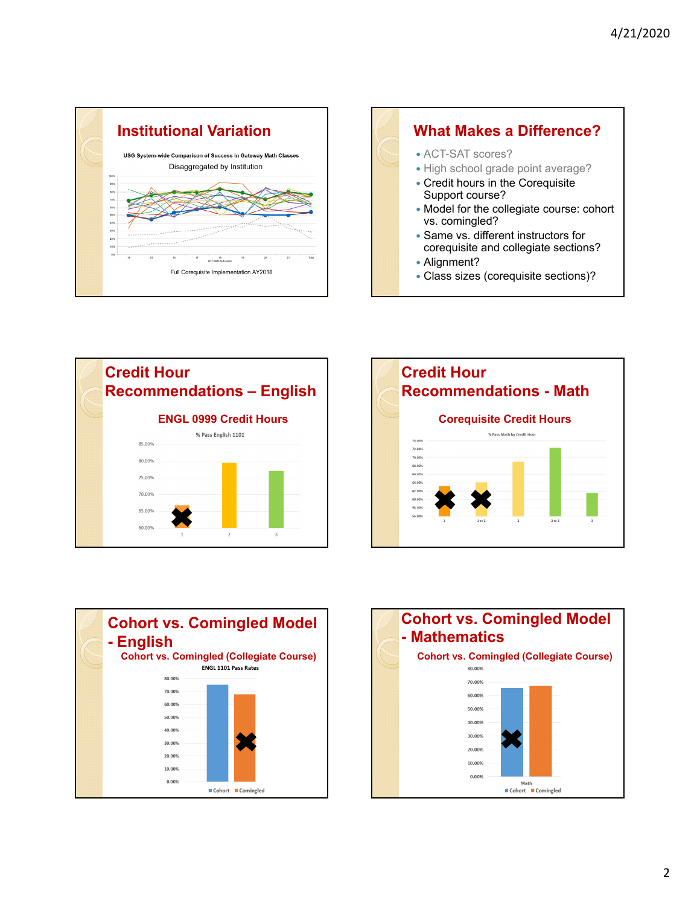## Institutional Variation

USG System-wide Comparison of Success in Gateway Math Classes

Disaggregated by Institution

Full Corequisite Implementation AY2018

## What Makes a Difference?

- ACT-SAT scores?
- High school grade point average?
- Credit hours in the Corequisite Support course?
- Model for the collegiate course: cohort vs. comingled?
- Same vs. different instructors for corequisite and collegiate sections?
- Alignment?
- Class sizes (corequisite sections)?

## Credit Hour Recommendations – English

### ENGL 0999 Credit Hours

% Pass English 1101

## Credit Hour Recommendations - Math

### Corequisite Credit Hours

% Pass Math by Credit Hour

## Cohort vs. Comingled Model - English

### Cohort vs. Comingled (Collegiate Course)

ENGL 1101 Pass Rates

Cohort | Comingled

## Cohort vs. Comingled Model - Mathematics

### Cohort vs. Comingled (Collegiate Course)

Math

Cohort | Comingled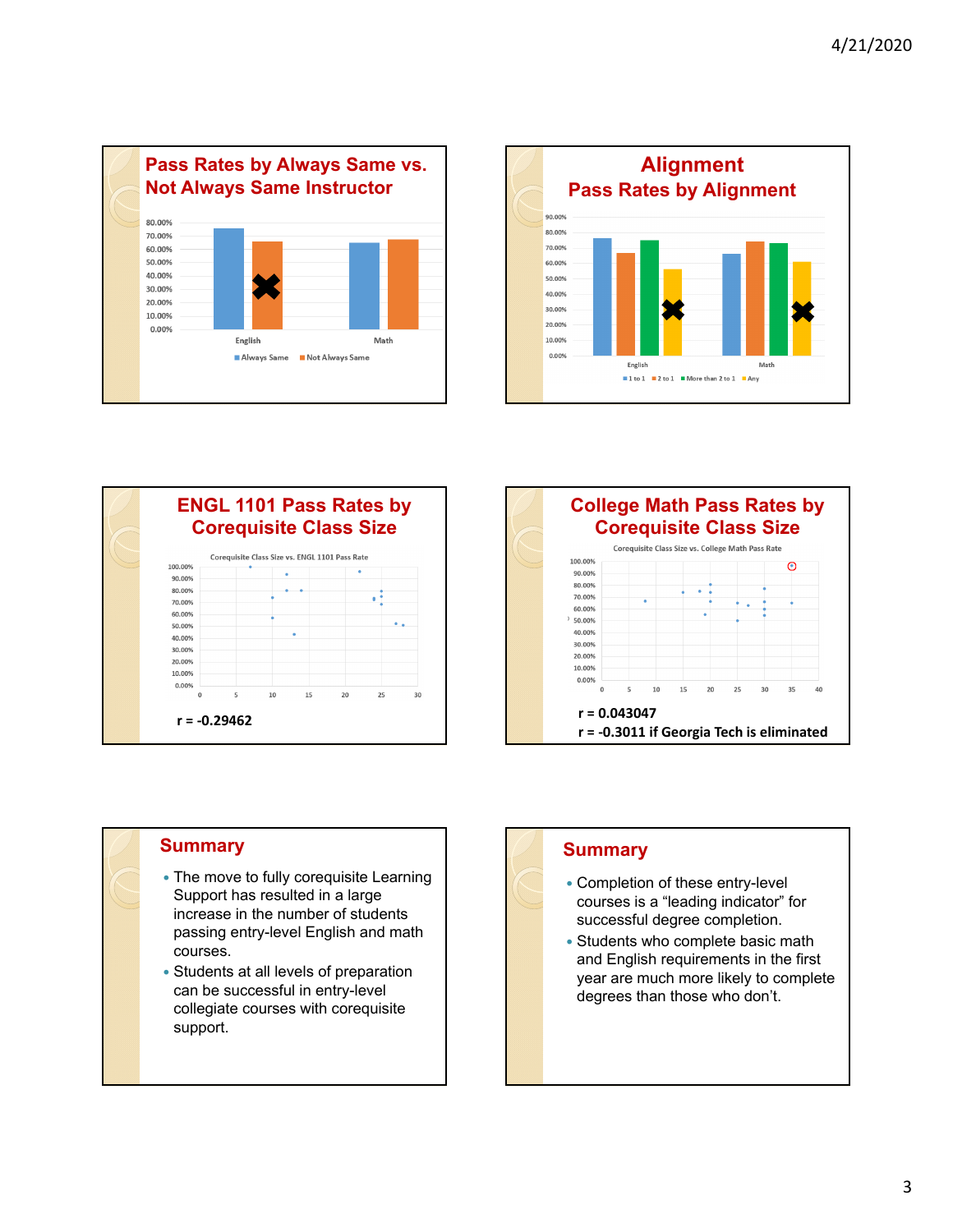## Pass Rates by Always Same vs. Not Always Same Instructor

80.00%
70.00%
60.00%
50.00%
40.00%
30.00%
20.00%
10.00%
0.00%

English
Math

Always Same
Not Always Same

## Alignment
### Pass Rates by Alignment

90.00%
80.00%
70.00%
60.00%
50.00%
40.00%
30.00%
20.00%
10.00%
0.00%

English
Math

1 to 1
2 to 1
More than 2 to 1
Any

## ENGL 1101 Pass Rates by Corequisite Class Size

Corequisite Class Size vs. ENGL 1101 Pass Rate

100.00%
90.00%
80.00%
70.00%
60.00%
50.00%
40.00%
30.00%
20.00%
10.00%
0.00%

0
5
10
15
20
25
30

**r = -0.29462**

## College Math Pass Rates by Corequisite Class Size

Corequisite Class Size vs. College Math Pass Rate

100.00%
90.00%
80.00%
70.00%
60.00%
50.00%
40.00%
30.00%
20.00%
10.00%
0.00%

0
5
10
15
20
25
30
35
40

**r = 0.043047**

**r = -0.3011 if Georgia Tech is eliminated**

## Summary

- The move to fully corequisite Learning Support has resulted in a large increase in the number of students passing entry-level English and math courses.
- Students at all levels of preparation can be successful in entry-level collegiate courses with corequisite support.

## Summary

- Completion of these entry-level courses is a "leading indicator" for successful degree completion.
- Students who complete basic math and English requirements in the first year are much more likely to complete degrees than those who don't.